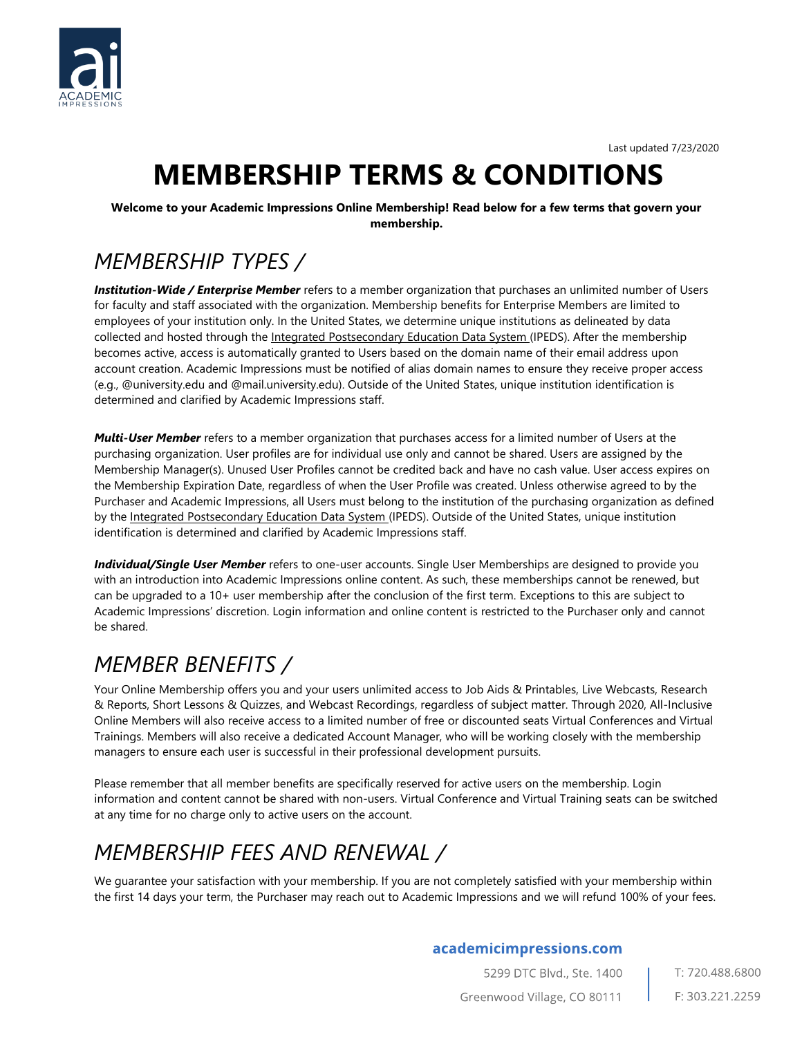Last updated 7/23/2020

# MEMBERSHIP TERMS & CONDITIONS

**Welcome to your Academic Impressions Online Membership! Read below for a few terms that govern your membership.**

## *MEMBERSHIP TYPES /*

***Institution-Wide / Enterprise Member*** refers to a member organization that purchases an unlimited number of Users for faculty and staff associated with the organization. Membership benefits for Enterprise Members are limited to employees of your institution only. In the United States, we determine unique institutions as delineated by data collected and hosted through the Integrated Postsecondary Education Data System (IPEDS). After the membership becomes active, access is automatically granted to Users based on the domain name of their email address upon account creation. Academic Impressions must be notified of alias domain names to ensure they receive proper access (e.g., @university.edu and @mail.university.edu). Outside of the United States, unique institution identification is determined and clarified by Academic Impressions staff.

***Multi-User Member*** refers to a member organization that purchases access for a limited number of Users at the purchasing organization. User profiles are for individual use only and cannot be shared. Users are assigned by the Membership Manager(s). Unused User Profiles cannot be credited back and have no cash value. User access expires on the Membership Expiration Date, regardless of when the User Profile was created. Unless otherwise agreed to by the Purchaser and Academic Impressions, all Users must belong to the institution of the purchasing organization as defined by the Integrated Postsecondary Education Data System (IPEDS). Outside of the United States, unique institution identification is determined and clarified by Academic Impressions staff.

***Individual/Single User Member*** refers to one-user accounts. Single User Memberships are designed to provide you with an introduction into Academic Impressions online content. As such, these memberships cannot be renewed, but can be upgraded to a 10+ user membership after the conclusion of the first term. Exceptions to this are subject to Academic Impressions' discretion. Login information and online content is restricted to the Purchaser only and cannot be shared.

## *MEMBER BENEFITS /*

Your Online Membership offers you and your users unlimited access to Job Aids & Printables, Live Webcasts, Research & Reports, Short Lessons & Quizzes, and Webcast Recordings, regardless of subject matter. Through 2020, All-Inclusive Online Members will also receive access to a limited number of free or discounted seats Virtual Conferences and Virtual Trainings. Members will also receive a dedicated Account Manager, who will be working closely with the membership managers to ensure each user is successful in their professional development pursuits.

Please remember that all member benefits are specifically reserved for active users on the membership. Login information and content cannot be shared with non-users. Virtual Conference and Virtual Training seats can be switched at any time for no charge only to active users on the account.

## *MEMBERSHIP FEES AND RENEWAL /*

We guarantee your satisfaction with your membership. If you are not completely satisfied with your membership within the first 14 days your term, the Purchaser may reach out to Academic Impressions and we will refund 100% of your fees.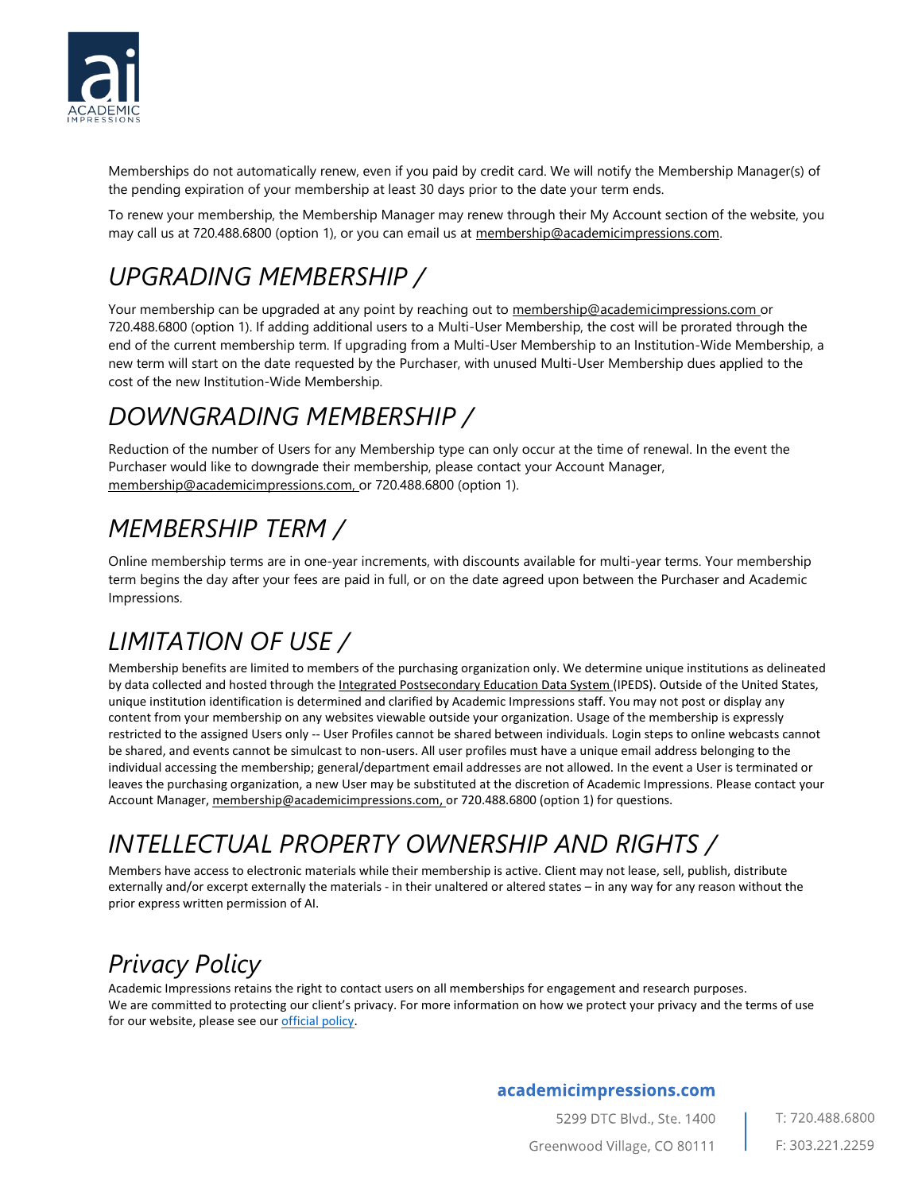Memberships do not automatically renew, even if you paid by credit card. We will notify the Membership Manager(s) of the pending expiration of your membership at least 30 days prior to the date your term ends.

To renew your membership, the Membership Manager may renew through their My Account section of the website, you may call us at 720.488.6800 (option 1), or you can email us at membership@academicimpressions.com.

## UPGRADING MEMBERSHIP /

Your membership can be upgraded at any point by reaching out to membership@academicimpressions.com or 720.488.6800 (option 1). If adding additional users to a Multi-User Membership, the cost will be prorated through the end of the current membership term. If upgrading from a Multi-User Membership to an Institution-Wide Membership, a new term will start on the date requested by the Purchaser, with unused Multi-User Membership dues applied to the cost of the new Institution-Wide Membership.

## DOWNGRADING MEMBERSHIP /

Reduction of the number of Users for any Membership type can only occur at the time of renewal. In the event the Purchaser would like to downgrade their membership, please contact your Account Manager, membership@academicimpressions.com, or 720.488.6800 (option 1).

## MEMBERSHIP TERM /

Online membership terms are in one-year increments, with discounts available for multi-year terms. Your membership term begins the day after your fees are paid in full, or on the date agreed upon between the Purchaser and Academic Impressions.

## LIMITATION OF USE /

Membership benefits are limited to members of the purchasing organization only. We determine unique institutions as delineated by data collected and hosted through the Integrated Postsecondary Education Data System (IPEDS). Outside of the United States, unique institution identification is determined and clarified by Academic Impressions staff. You may not post or display any content from your membership on any websites viewable outside your organization. Usage of the membership is expressly restricted to the assigned Users only -- User Profiles cannot be shared between individuals. Login steps to online webcasts cannot be shared, and events cannot be simulcast to non-users. All user profiles must have a unique email address belonging to the individual accessing the membership; general/department email addresses are not allowed. In the event a User is terminated or leaves the purchasing organization, a new User may be substituted at the discretion of Academic Impressions. Please contact your Account Manager, membership@academicimpressions.com, or 720.488.6800 (option 1) for questions.

## INTELLECTUAL PROPERTY OWNERSHIP AND RIGHTS /

Members have access to electronic materials while their membership is active. Client may not lease, sell, publish, distribute externally and/or excerpt externally the materials - in their unaltered or altered states – in any way for any reason without the prior express written permission of AI.

## Privacy Policy

Academic Impressions retains the right to contact users on all memberships for engagement and research purposes.
We are committed to protecting our client's privacy. For more information on how we protect your privacy and the terms of use for our website, please see our official policy.

**academicimpressions.com**

5299 DTC Blvd., Ste. 1400
Greenwood Village, CO 80111

T: 720.488.6800
F: 303.221.2259